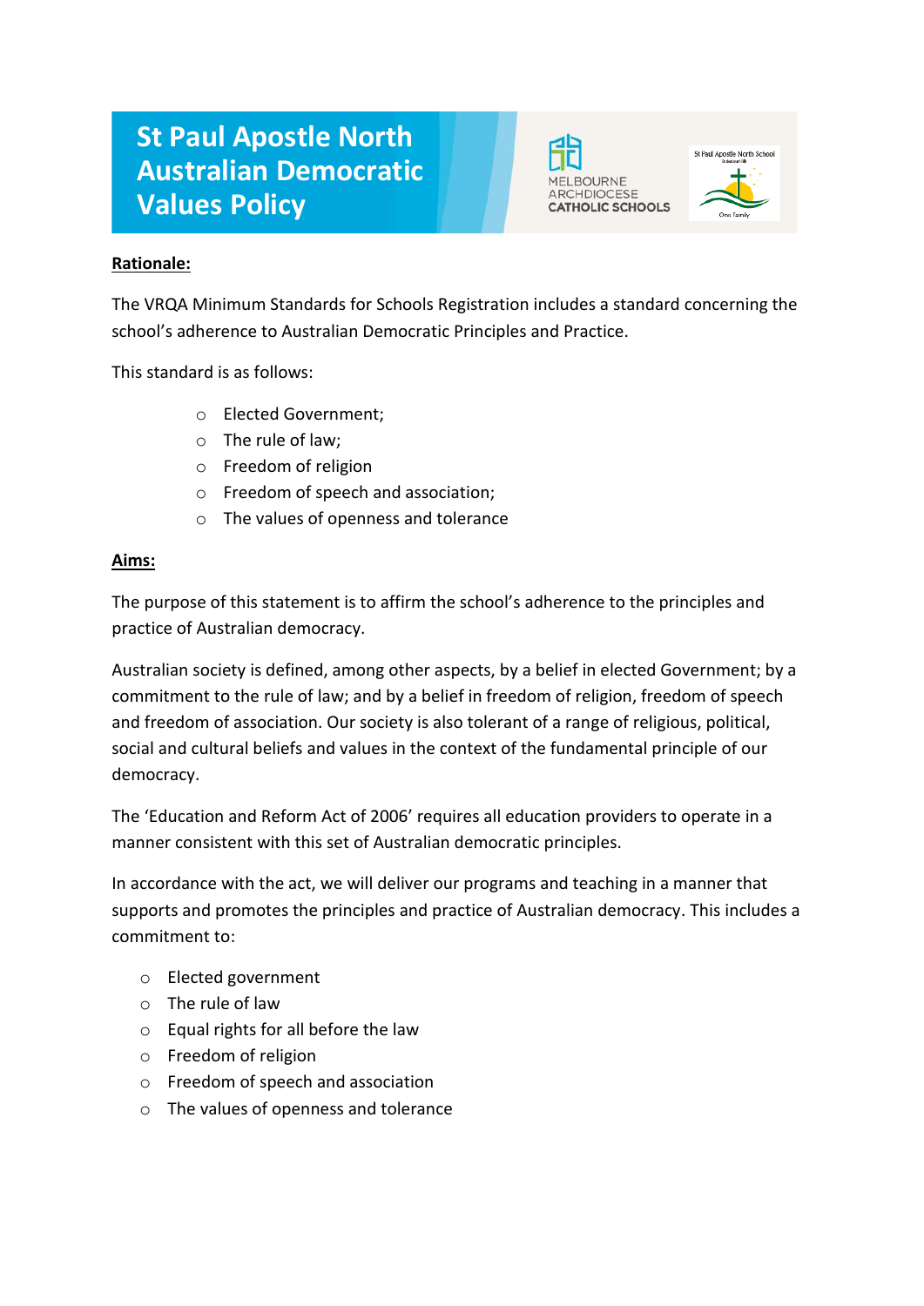# St Paul Apostle North Australian Democratic Values Policy

**Rationale:**

The VRQA Minimum Standards for Schools Registration includes a standard concerning the school's adherence to Australian Democratic Principles and Practice.

This standard is as follows:

- Elected Government;
- The rule of law;
- Freedom of religion
- Freedom of speech and association;
- The values of openness and tolerance

**Aims:**

The purpose of this statement is to affirm the school's adherence to the principles and practice of Australian democracy.

Australian society is defined, among other aspects, by a belief in elected Government; by a commitment to the rule of law; and by a belief in freedom of religion, freedom of speech and freedom of association. Our society is also tolerant of a range of religious, political, social and cultural beliefs and values in the context of the fundamental principle of our democracy.

The 'Education and Reform Act of 2006' requires all education providers to operate in a manner consistent with this set of Australian democratic principles.

In accordance with the act, we will deliver our programs and teaching in a manner that supports and promotes the principles and practice of Australian democracy. This includes a commitment to:

- Elected government
- The rule of law
- Equal rights for all before the law
- Freedom of religion
- Freedom of speech and association
- The values of openness and tolerance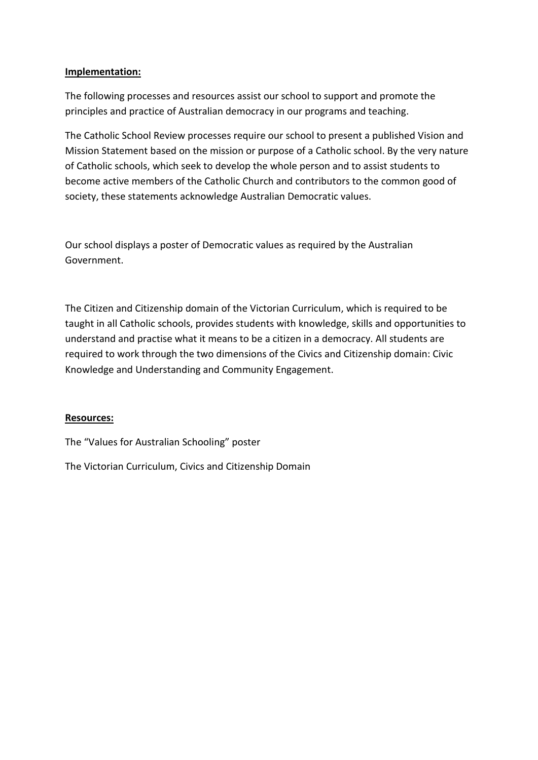**Implementation:**

The following processes and resources assist our school to support and promote the principles and practice of Australian democracy in our programs and teaching.

The Catholic School Review processes require our school to present a published Vision and Mission Statement based on the mission or purpose of a Catholic school. By the very nature of Catholic schools, which seek to develop the whole person and to assist students to become active members of the Catholic Church and contributors to the common good of society, these statements acknowledge Australian Democratic values.

Our school displays a poster of Democratic values as required by the Australian Government.

The Citizen and Citizenship domain of the Victorian Curriculum, which is required to be taught in all Catholic schools, provides students with knowledge, skills and opportunities to understand and practise what it means to be a citizen in a democracy. All students are required to work through the two dimensions of the Civics and Citizenship domain: Civic Knowledge and Understanding and Community Engagement.

**Resources:**

The "Values for Australian Schooling" poster

The Victorian Curriculum, Civics and Citizenship Domain